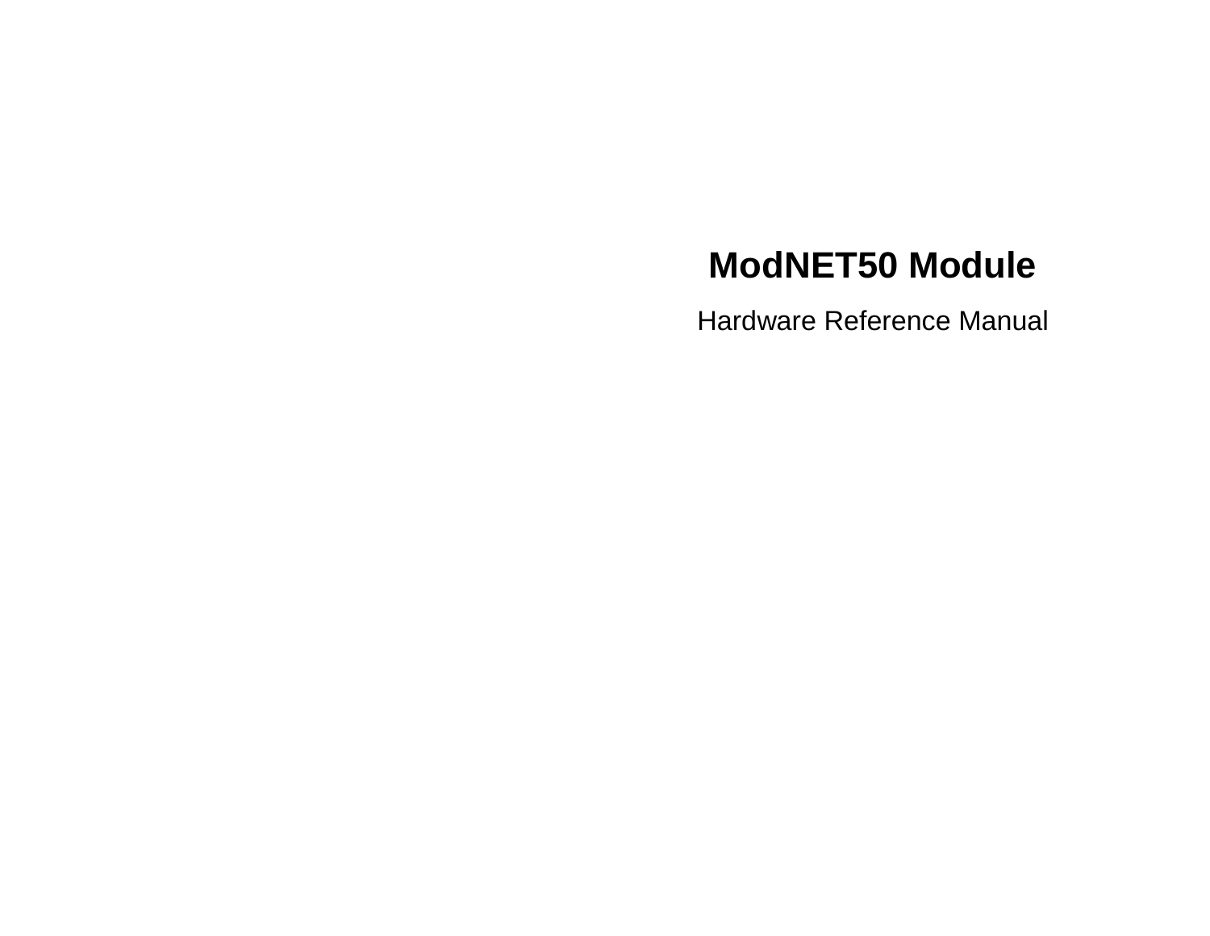# ModNET50 Module

Hardware Reference Manual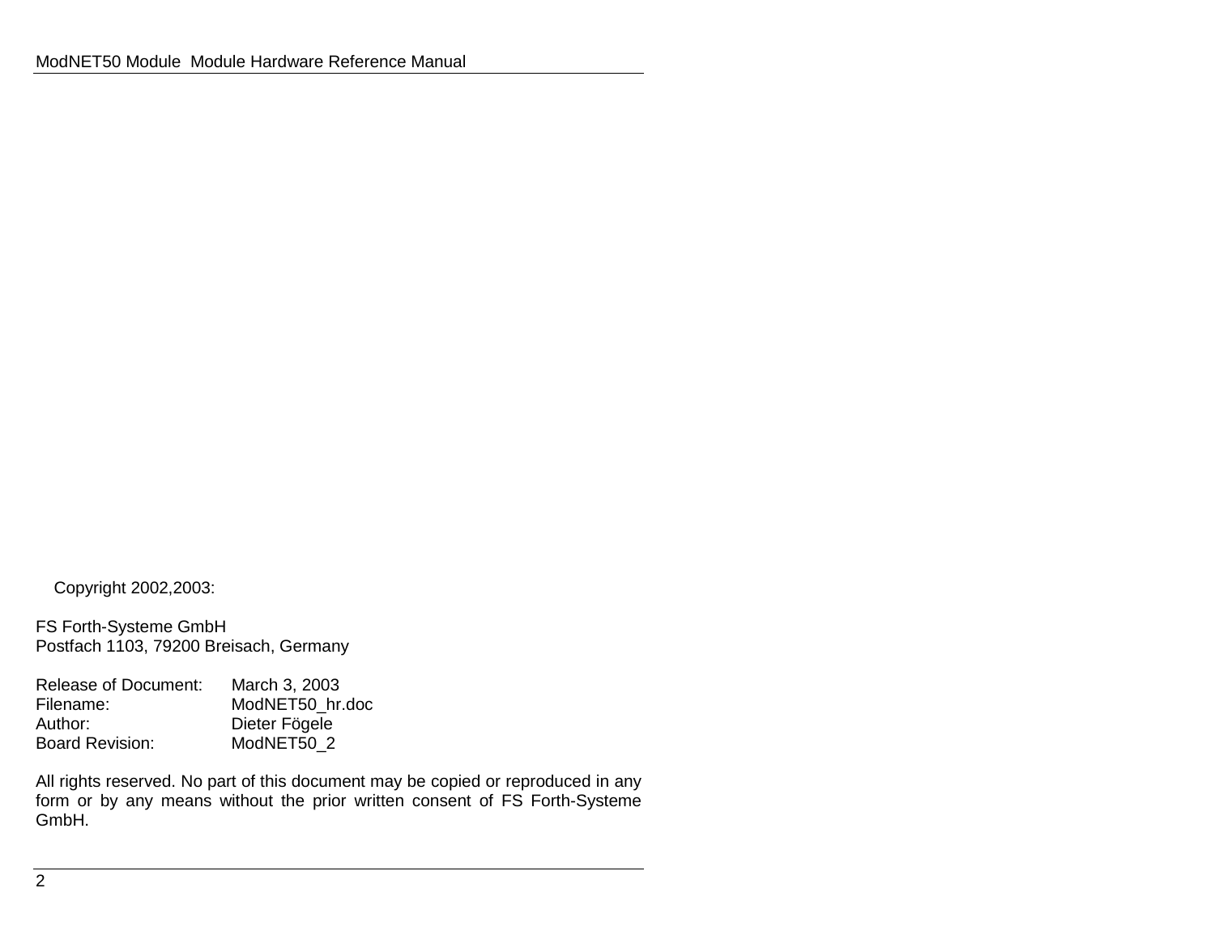Copyright 2002,2003:

FS Forth-Systeme GmbH
Postfach 1103, 79200 Breisach, Germany

| | |
|---|---|
| Release of Document: | March 3, 2003 |
| Filename: | ModNET50_hr.doc |
| Author: | Dieter Fögele |
| Board Revision: | ModNET50_2 |

All rights reserved. No part of this document may be copied or reproduced in any form or by any means without the prior written consent of FS Forth-Systeme GmbH.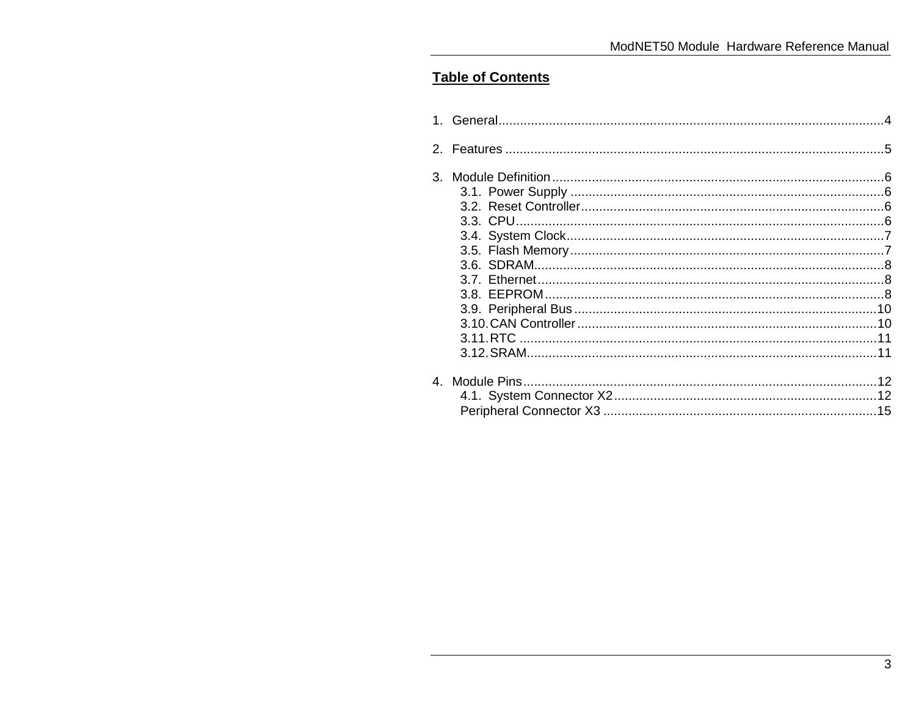## Table of Contents

1. General.......................................................................................................4

2. Features .....................................................................................................5

3. Module Definition.........................................................................................6
    - 3.1. Power Supply ......................................................................................6
    - 3.2. Reset Controller...................................................................................6
    - 3.3. CPU.....................................................................................................6
    - 3.4. System Clock.......................................................................................7
    - 3.5. Flash Memory......................................................................................7
    - 3.6. SDRAM................................................................................................8
    - 3.7. Ethernet...............................................................................................8
    - 3.8. EEPROM.............................................................................................8
    - 3.9. Peripheral Bus...................................................................................10
    - 3.10. CAN Controller..................................................................................10
    - 3.11. RTC ..................................................................................................11
    - 3.12. SRAM................................................................................................11

4. Module Pins................................................................................................12
    - 4.1. System Connector X2.........................................................................12
    - Peripheral Connector X3 ...........................................................................15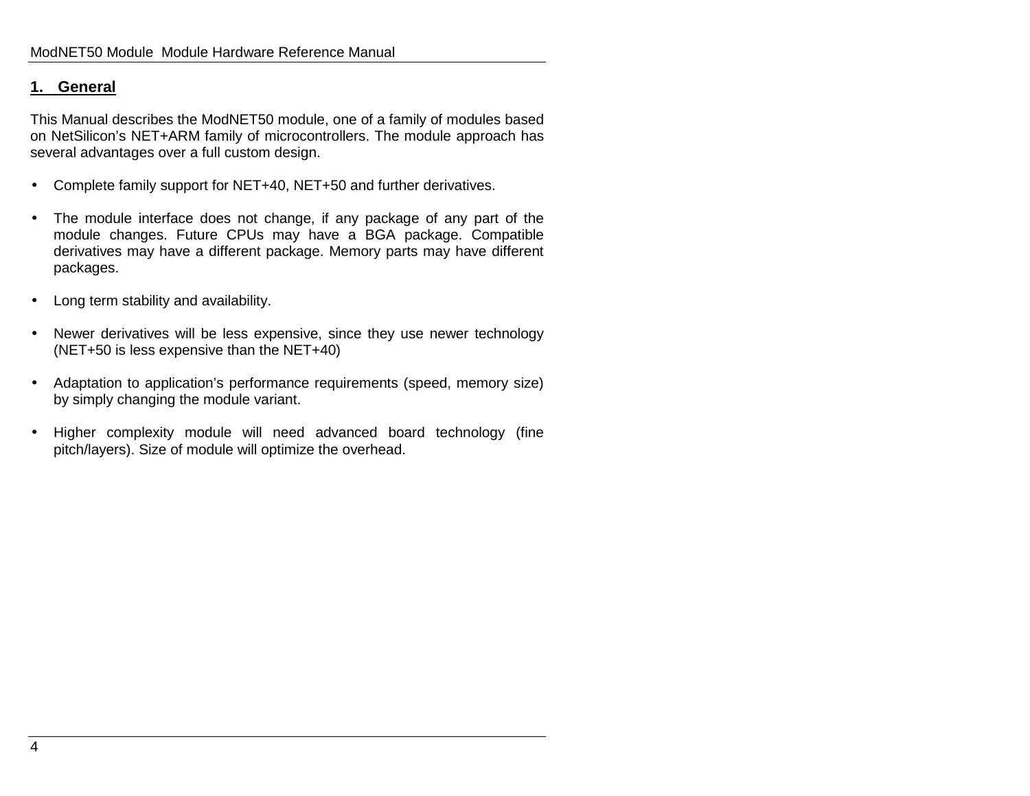# 1. General

This Manual describes the ModNET50 module, one of a family of modules based on NetSilicon's NET+ARM family of microcontrollers. The module approach has several advantages over a full custom design.

- Complete family support for NET+40, NET+50 and further derivatives.

- The module interface does not change, if any package of any part of the module changes. Future CPUs may have a BGA package. Compatible derivatives may have a different package. Memory parts may have different packages.

- Long term stability and availability.

- Newer derivatives will be less expensive, since they use newer technology (NET+50 is less expensive than the NET+40)

- Adaptation to application's performance requirements (speed, memory size) by simply changing the module variant.

- Higher complexity module will need advanced board technology (fine pitch/layers). Size of module will optimize the overhead.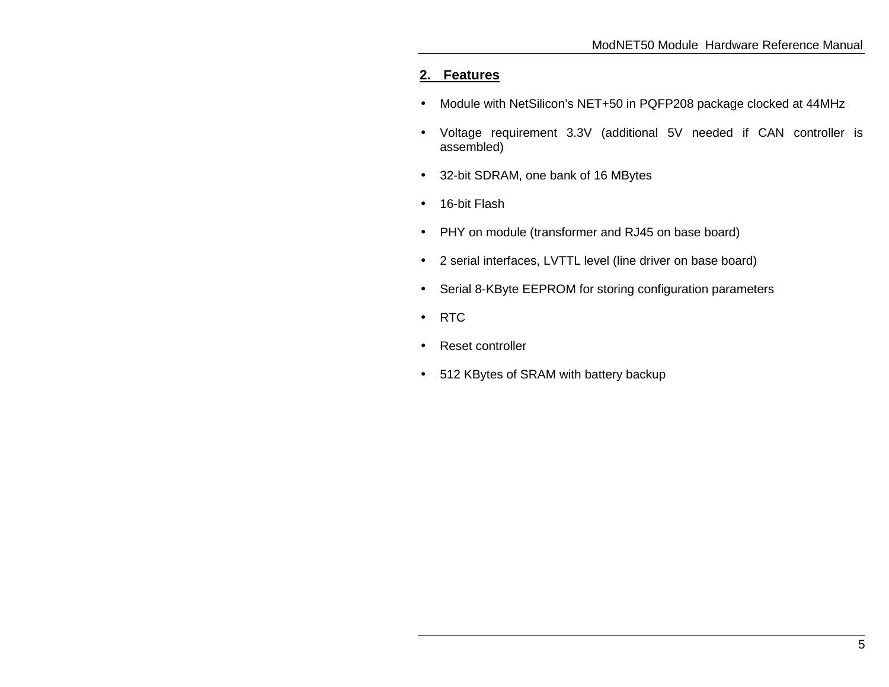## 2. Features

- Module with NetSilicon's NET+50 in PQFP208 package clocked at 44MHz
- Voltage requirement 3.3V (additional 5V needed if CAN controller is assembled)
- 32-bit SDRAM, one bank of 16 MBytes
- 16-bit Flash
- PHY on module (transformer and RJ45 on base board)
- 2 serial interfaces, LVTTL level (line driver on base board)
- Serial 8-KByte EEPROM for storing configuration parameters
- RTC
- Reset controller
- 512 KBytes of SRAM with battery backup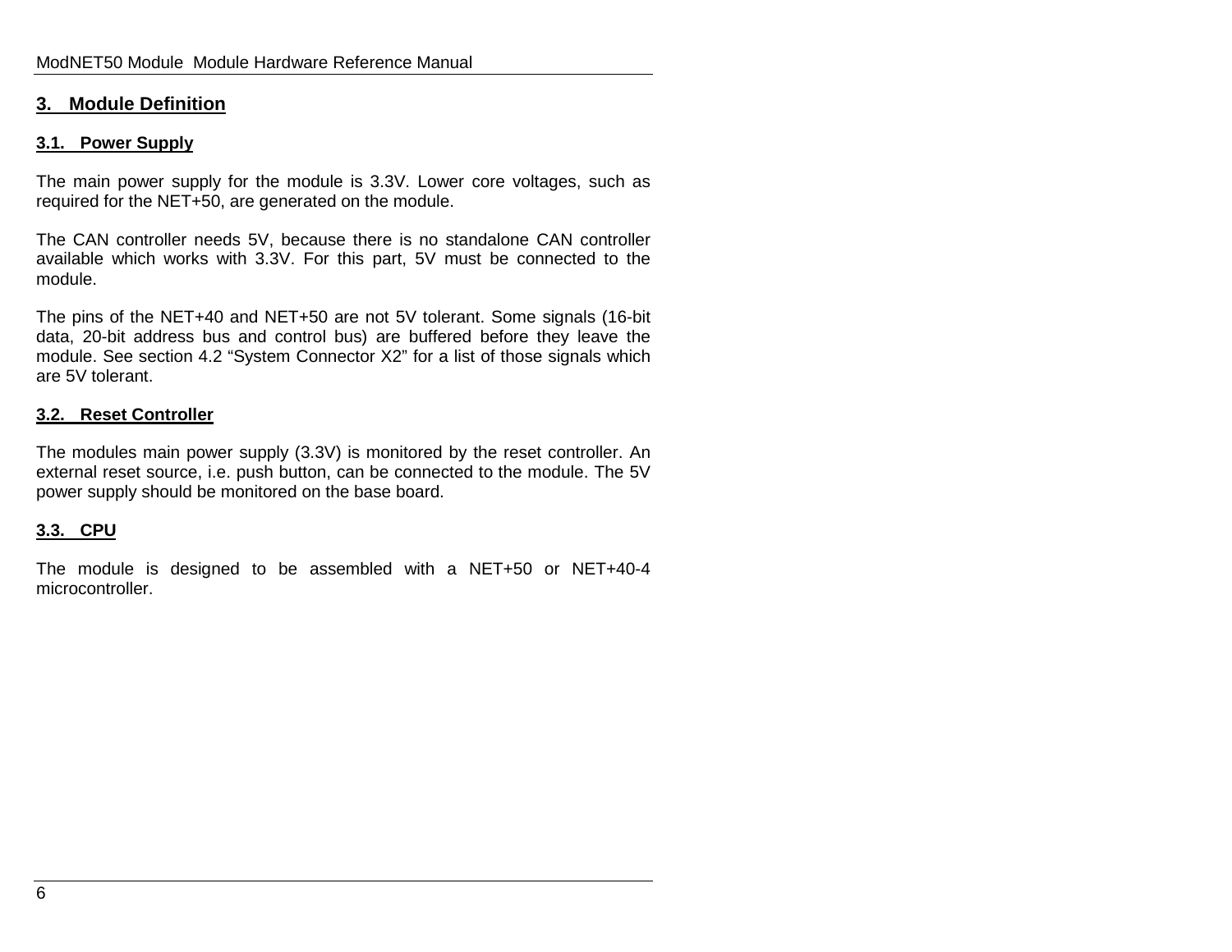# 3. Module Definition

## 3.1. Power Supply

The main power supply for the module is 3.3V. Lower core voltages, such as required for the NET+50, are generated on the module.

The CAN controller needs 5V, because there is no standalone CAN controller available which works with 3.3V. For this part, 5V must be connected to the module.

The pins of the NET+40 and NET+50 are not 5V tolerant. Some signals (16-bit data, 20-bit address bus and control bus) are buffered before they leave the module. See section 4.2 "System Connector X2" for a list of those signals which are 5V tolerant.

## 3.2. Reset Controller

The modules main power supply (3.3V) is monitored by the reset controller. An external reset source, i.e. push button, can be connected to the module. The 5V power supply should be monitored on the base board.

## 3.3. CPU

The module is designed to be assembled with a NET+50 or NET+40-4 microcontroller.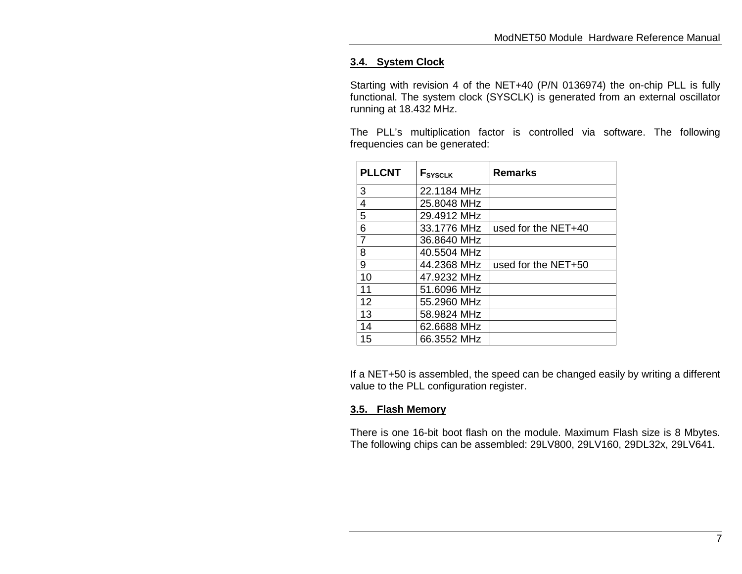### 3.4. System Clock

Starting with revision 4 of the NET+40 (P/N 0136974) the on-chip PLL is fully functional. The system clock (SYSCLK) is generated from an external oscillator running at 18.432 MHz.

The PLL's multiplication factor is controlled via software. The following frequencies can be generated:

| PLLCNT | $F_{SYSCLK}$ | Remarks |
|---|---|---|
| 3 | 22.1184 MHz | |
| 4 | 25.8048 MHz | |
| 5 | 29.4912 MHz | |
| 6 | 33.1776 MHz | used for the NET+40 |
| 7 | 36.8640 MHz | |
| 8 | 40.5504 MHz | |
| 9 | 44.2368 MHz | used for the NET+50 |
| 10 | 47.9232 MHz | |
| 11 | 51.6096 MHz | |
| 12 | 55.2960 MHz | |
| 13 | 58.9824 MHz | |
| 14 | 62.6688 MHz | |
| 15 | 66.3552 MHz | |

If a NET+50 is assembled, the speed can be changed easily by writing a different value to the PLL configuration register.

### 3.5. Flash Memory

There is one 16-bit boot flash on the module. Maximum Flash size is 8 Mbytes. The following chips can be assembled: 29LV800, 29LV160, 29DL32x, 29LV641.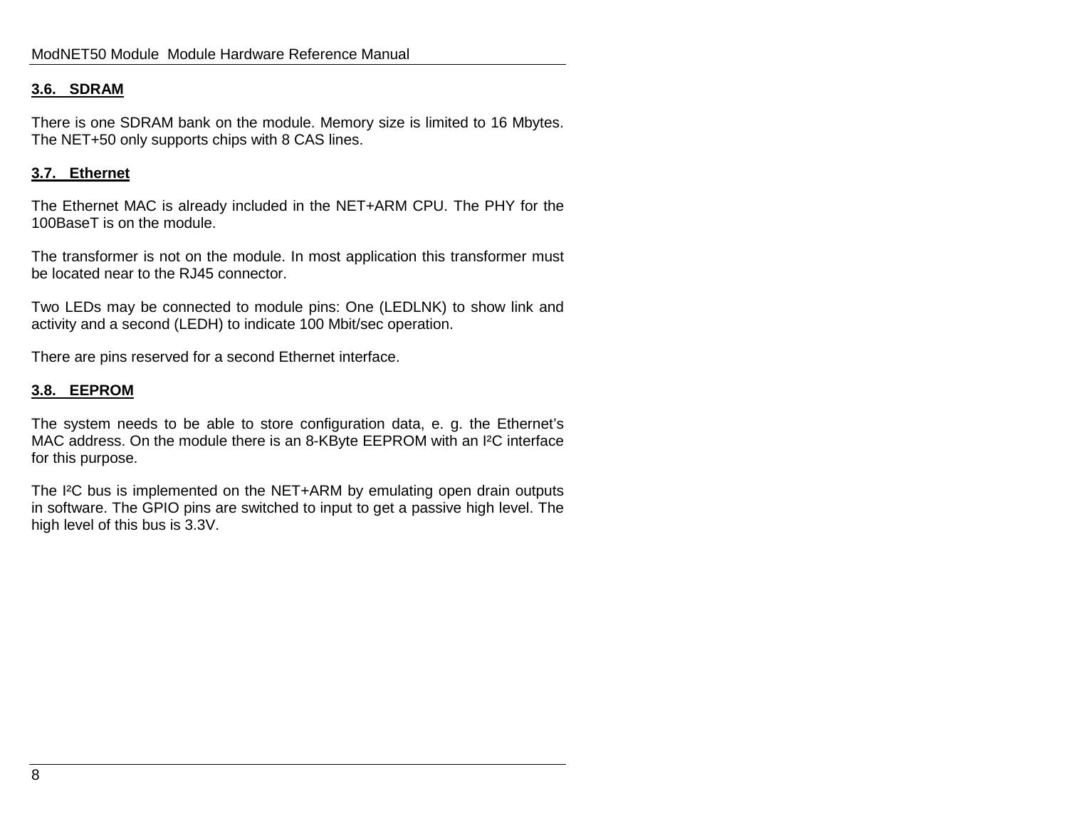## 3.6. SDRAM

There is one SDRAM bank on the module. Memory size is limited to 16 Mbytes. The NET+50 only supports chips with 8 CAS lines.

## 3.7. Ethernet

The Ethernet MAC is already included in the NET+ARM CPU. The PHY for the 100BaseT is on the module.

The transformer is not on the module. In most application this transformer must be located near to the RJ45 connector.

Two LEDs may be connected to module pins: One (LEDLNK) to show link and activity and a second (LEDH) to indicate 100 Mbit/sec operation.

There are pins reserved for a second Ethernet interface.

## 3.8. EEPROM

The system needs to be able to store configuration data, e. g. the Ethernet's MAC address. On the module there is an 8-KByte EEPROM with an I²C interface for this purpose.

The I²C bus is implemented on the NET+ARM by emulating open drain outputs in software. The GPIO pins are switched to input to get a passive high level. The high level of this bus is 3.3V.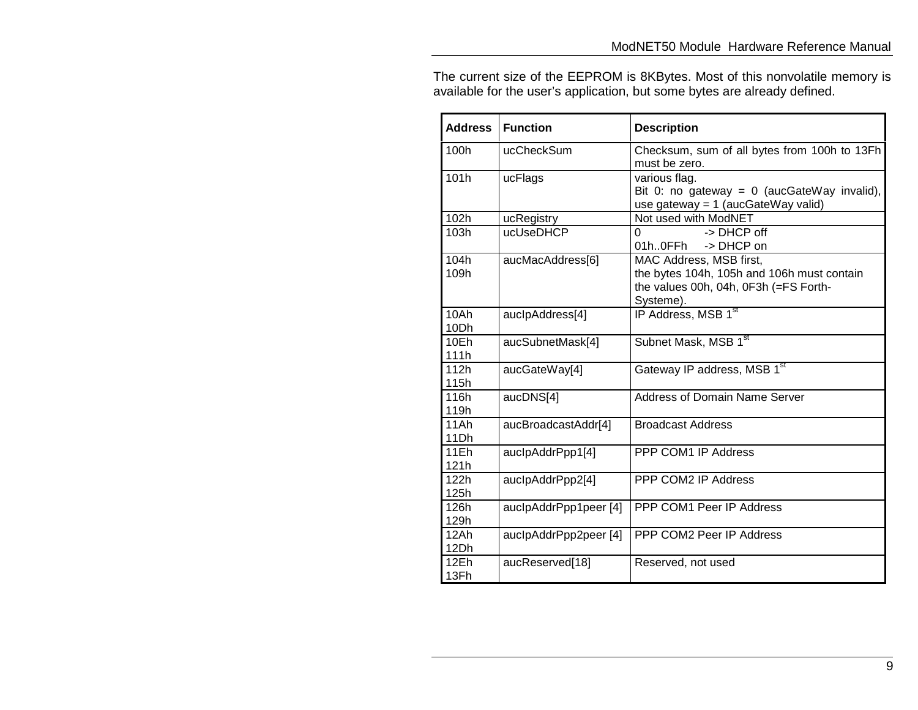The current size of the EEPROM is 8KBytes. Most of this nonvolatile memory is available for the user's application, but some bytes are already defined.

| Address | Function | Description |
|---|---|---|
| 100h | ucCheckSum | Checksum, sum of all bytes from 100h to 13Fh must be zero. |
| 101h | ucFlags | various flag.<br>Bit 0: no gateway = 0 (aucGateWay invalid), use gateway = 1 (aucGateWay valid) |
| 102h | ucRegistry | Not used with ModNET |
| 103h | ucUseDHCP | 0 -> DHCP off<br>01h..0FFh -> DHCP on |
| 104h<br>109h | aucMacAddress[6] | MAC Address, MSB first,<br>the bytes 104h, 105h and 106h must contain the values 00h, 04h, 0F3h (=FS Forth-Systeme). |
| 10Ah<br>10Dh | aucIpAddress[4] | IP Address, MSB 1st |
| 10Eh<br>111h | aucSubnetMask[4] | Subnet Mask, MSB 1st |
| 112h<br>115h | aucGateWay[4] | Gateway IP address, MSB 1st |
| 116h<br>119h | aucDNS[4] | Address of Domain Name Server |
| 11Ah<br>11Dh | aucBroadcastAddr[4] | Broadcast Address |
| 11Eh<br>121h | aucIpAddrPpp1[4] | PPP COM1 IP Address |
| 122h<br>125h | aucIpAddrPpp2[4] | PPP COM2 IP Address |
| 126h<br>129h | aucIpAddrPpp1peer [4] | PPP COM1 Peer IP Address |
| 12Ah<br>12Dh | aucIpAddrPpp2peer [4] | PPP COM2 Peer IP Address |
| 12Eh<br>13Fh | aucReserved[18] | Reserved, not used |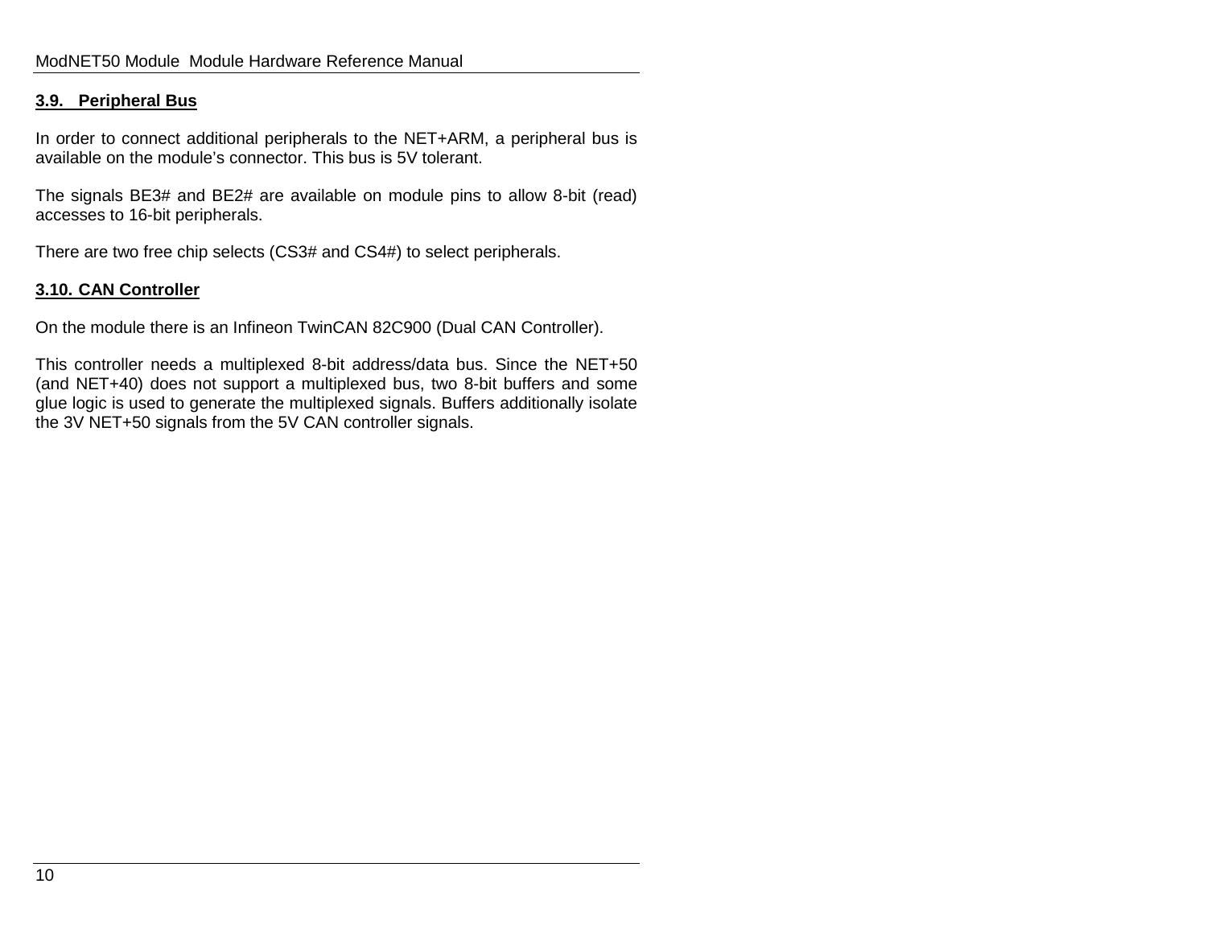## 3.9. Peripheral Bus

In order to connect additional peripherals to the NET+ARM, a peripheral bus is available on the module's connector. This bus is 5V tolerant.

The signals BE3# and BE2# are available on module pins to allow 8-bit (read) accesses to 16-bit peripherals.

There are two free chip selects (CS3# and CS4#) to select peripherals.

## 3.10. CAN Controller

On the module there is an Infineon TwinCAN 82C900 (Dual CAN Controller).

This controller needs a multiplexed 8-bit address/data bus. Since the NET+50 (and NET+40) does not support a multiplexed bus, two 8-bit buffers and some glue logic is used to generate the multiplexed signals. Buffers additionally isolate the 3V NET+50 signals from the 5V CAN controller signals.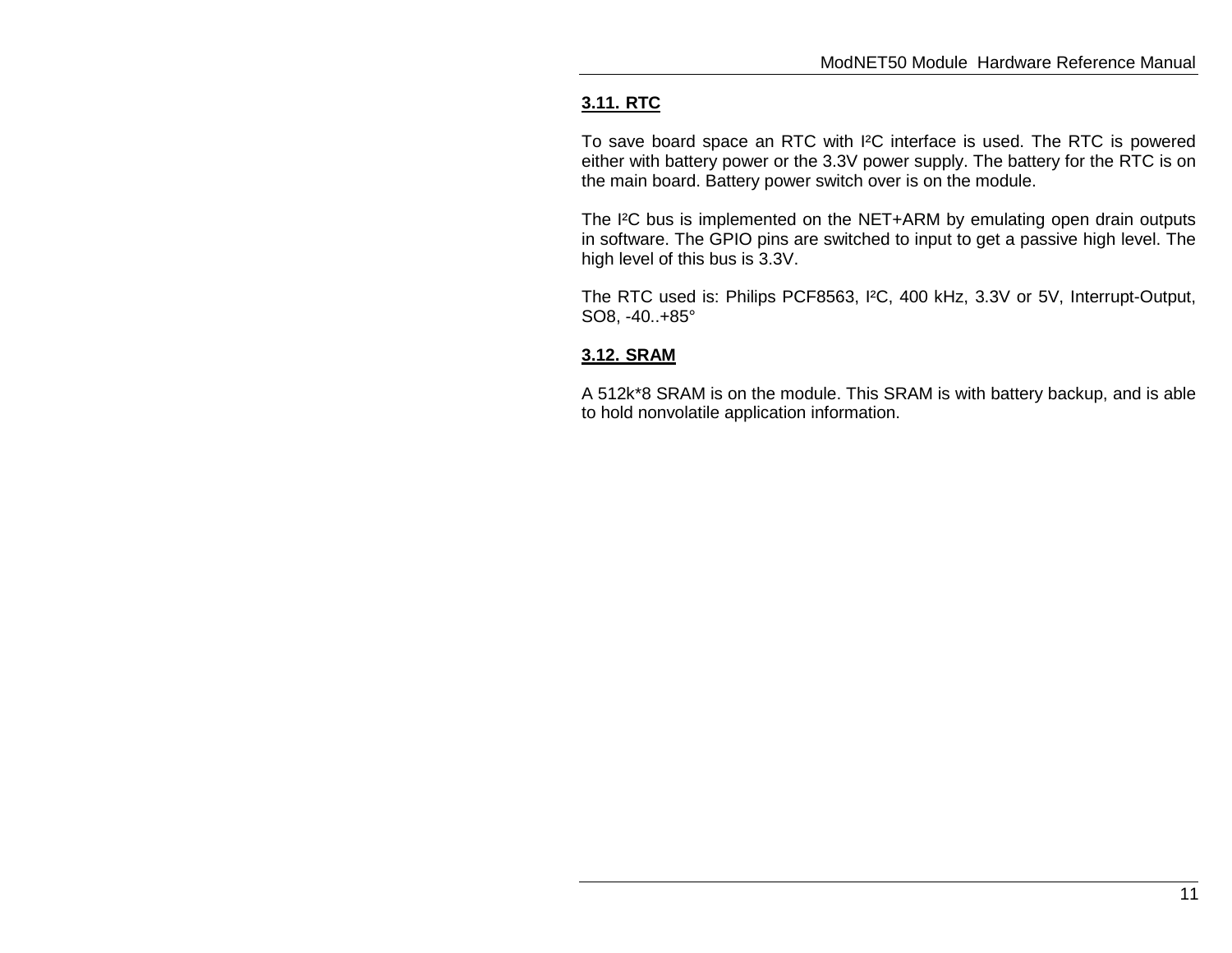## 3.11. RTC

To save board space an RTC with I²C interface is used. The RTC is powered either with battery power or the 3.3V power supply. The battery for the RTC is on the main board. Battery power switch over is on the module.

The I²C bus is implemented on the NET+ARM by emulating open drain outputs in software. The GPIO pins are switched to input to get a passive high level. The high level of this bus is 3.3V.

The RTC used is: Philips PCF8563, I²C, 400 kHz, 3.3V or 5V, Interrupt-Output, SO8, -40..+85°

## 3.12. SRAM

A 512k*8 SRAM is on the module. This SRAM is with battery backup, and is able to hold nonvolatile application information.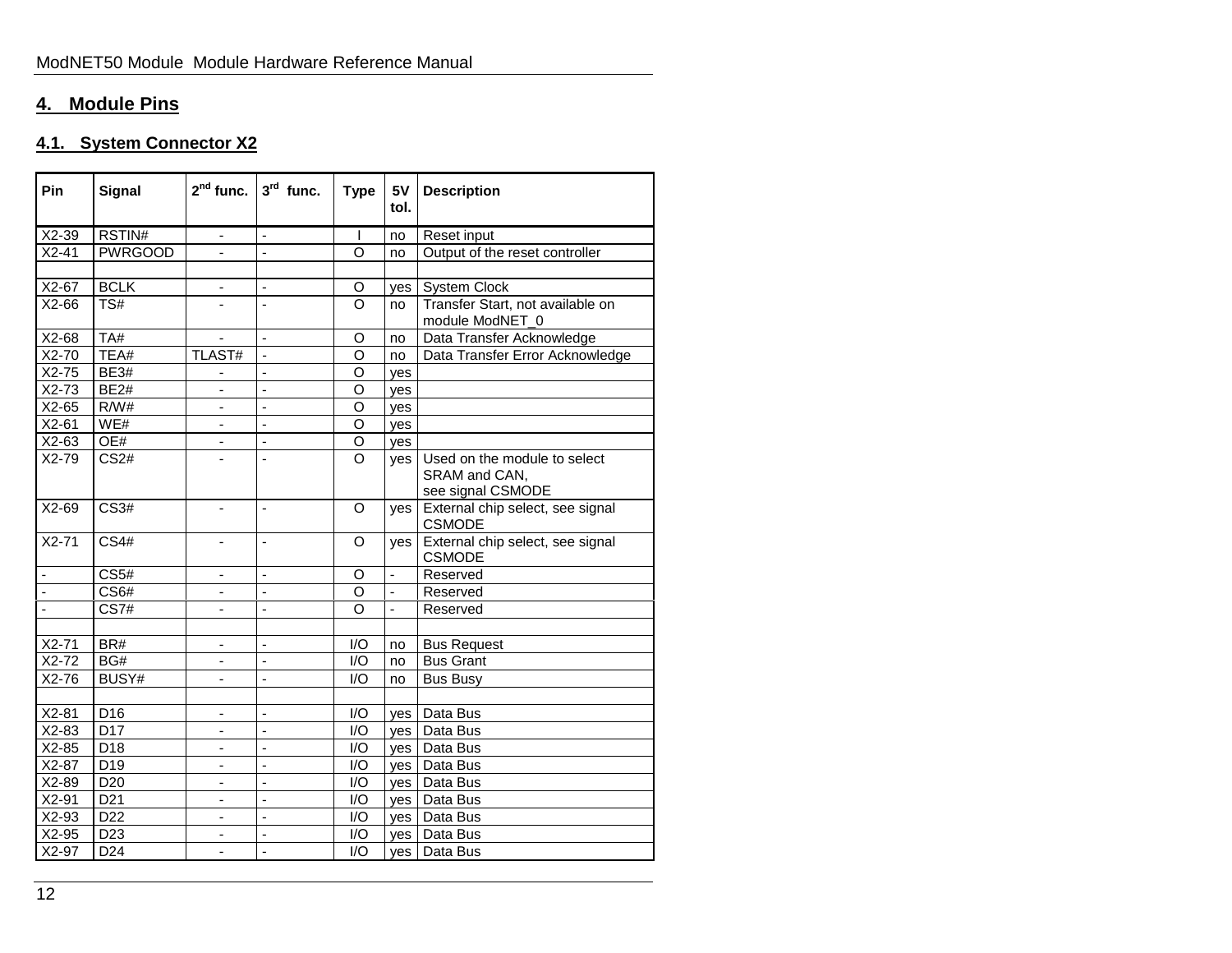## 4. Module Pins

### 4.1. System Connector X2

| Pin | Signal | 2nd func. | 3rd func. | Type | 5V tol. | Description |
|---|---|---|---|---|---|---|
| X2-39 | RSTIN# | - | - | I | no | Reset input |
| X2-41 | PWRGOOD | - | - | O | no | Output of the reset controller |
| | | | | | | |
| X2-67 | BCLK | - | - | O | yes | System Clock |
| X2-66 | TS# | - | - | O | no | Transfer Start, not available on module ModNET_0 |
| X2-68 | TA# | - | - | O | no | Data Transfer Acknowledge |
| X2-70 | TEA# | TLAST# | - | O | no | Data Transfer Error Acknowledge |
| X2-75 | BE3# | - | - | O | yes | |
| X2-73 | BE2# | - | - | O | yes | |
| X2-65 | R/W# | - | - | O | yes | |
| X2-61 | WE# | - | - | O | yes | |
| X2-63 | OE# | - | - | O | yes | |
| X2-79 | CS2# | - | - | O | yes | Used on the module to select SRAM and CAN, see signal CSMODE |
| X2-69 | CS3# | - | - | O | yes | External chip select, see signal CSMODE |
| X2-71 | CS4# | - | - | O | yes | External chip select, see signal CSMODE |
| - | CS5# | - | - | O | - | Reserved |
| - | CS6# | - | - | O | - | Reserved |
| - | CS7# | - | - | O | - | Reserved |
| | | | | | | |
| X2-71 | BR# | - | - | I/O | no | Bus Request |
| X2-72 | BG# | - | - | I/O | no | Bus Grant |
| X2-76 | BUSY# | - | - | I/O | no | Bus Busy |
| | | | | | | |
| X2-81 | D16 | - | - | I/O | yes | Data Bus |
| X2-83 | D17 | - | - | I/O | yes | Data Bus |
| X2-85 | D18 | - | - | I/O | yes | Data Bus |
| X2-87 | D19 | - | - | I/O | yes | Data Bus |
| X2-89 | D20 | - | - | I/O | yes | Data Bus |
| X2-91 | D21 | - | - | I/O | yes | Data Bus |
| X2-93 | D22 | - | - | I/O | yes | Data Bus |
| X2-95 | D23 | - | - | I/O | yes | Data Bus |
| X2-97 | D24 | - | - | I/O | yes | Data Bus |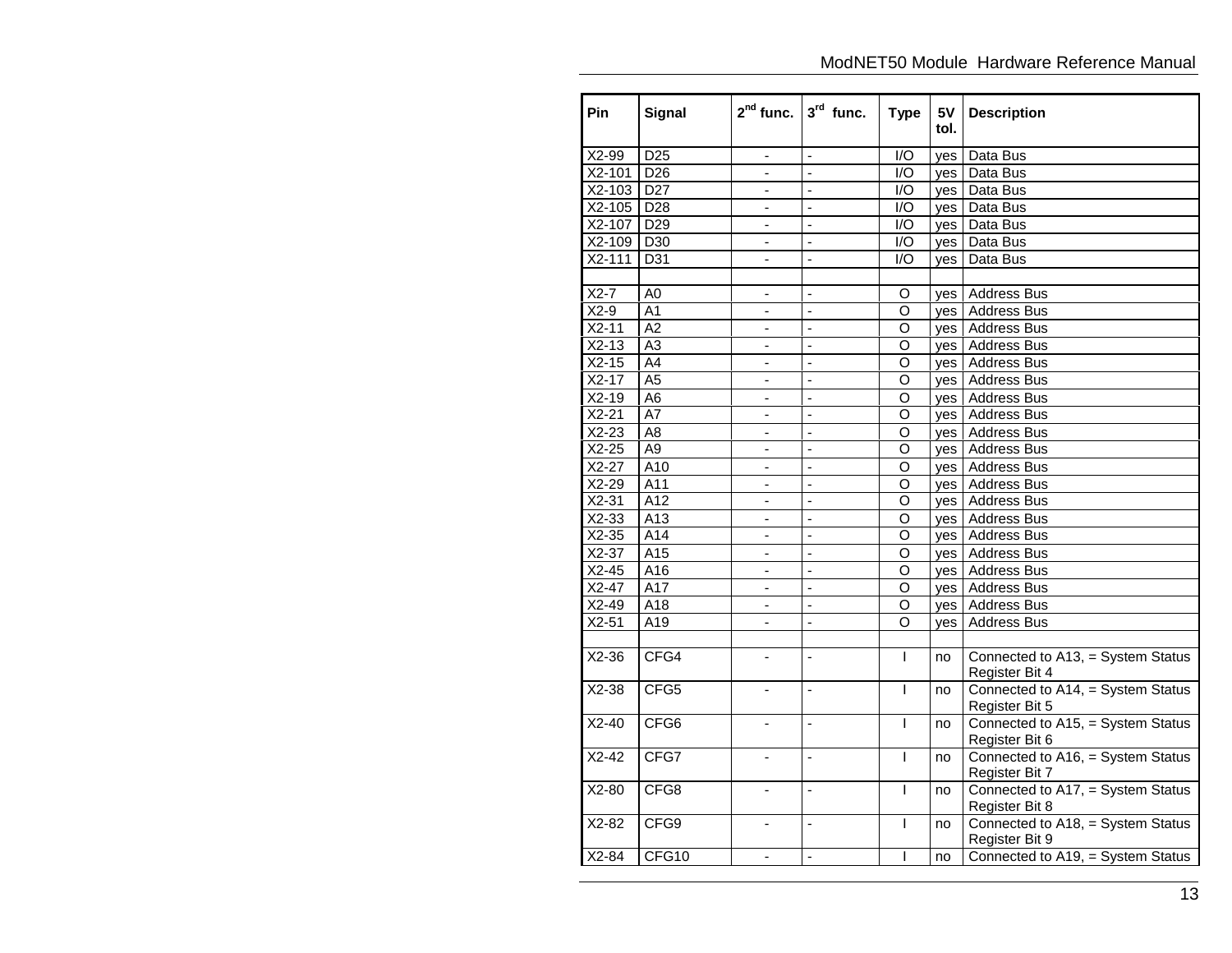| Pin | Signal | 2nd func. | 3rd func. | Type | 5V tol. | Description |
|---|---|---|---|---|---|---|
| X2-99 | D25 | - | - | I/O | yes | Data Bus |
| X2-101 | D26 | - | - | I/O | yes | Data Bus |
| X2-103 | D27 | - | - | I/O | yes | Data Bus |
| X2-105 | D28 | - | - | I/O | yes | Data Bus |
| X2-107 | D29 | - | - | I/O | yes | Data Bus |
| X2-109 | D30 | - | - | I/O | yes | Data Bus |
| X2-111 | D31 | - | - | I/O | yes | Data Bus |
| | | | | | | |
| X2-7 | A0 | - | - | O | yes | Address Bus |
| X2-9 | A1 | - | - | O | yes | Address Bus |
| X2-11 | A2 | - | - | O | yes | Address Bus |
| X2-13 | A3 | - | - | O | yes | Address Bus |
| X2-15 | A4 | - | - | O | yes | Address Bus |
| X2-17 | A5 | - | - | O | yes | Address Bus |
| X2-19 | A6 | - | - | O | yes | Address Bus |
| X2-21 | A7 | - | - | O | yes | Address Bus |
| X2-23 | A8 | - | - | O | yes | Address Bus |
| X2-25 | A9 | - | - | O | yes | Address Bus |
| X2-27 | A10 | - | - | O | yes | Address Bus |
| X2-29 | A11 | - | - | O | yes | Address Bus |
| X2-31 | A12 | - | - | O | yes | Address Bus |
| X2-33 | A13 | - | - | O | yes | Address Bus |
| X2-35 | A14 | - | - | O | yes | Address Bus |
| X2-37 | A15 | - | - | O | yes | Address Bus |
| X2-45 | A16 | - | - | O | yes | Address Bus |
| X2-47 | A17 | - | - | O | yes | Address Bus |
| X2-49 | A18 | - | - | O | yes | Address Bus |
| X2-51 | A19 | - | - | O | yes | Address Bus |
| | | | | | | |
| X2-36 | CFG4 | - | - | I | no | Connected to A13, = System Status Register Bit 4 |
| X2-38 | CFG5 | - | - | I | no | Connected to A14, = System Status Register Bit 5 |
| X2-40 | CFG6 | - | - | I | no | Connected to A15, = System Status Register Bit 6 |
| X2-42 | CFG7 | - | - | I | no | Connected to A16, = System Status Register Bit 7 |
| X2-80 | CFG8 | - | - | I | no | Connected to A17, = System Status Register Bit 8 |
| X2-82 | CFG9 | - | - | I | no | Connected to A18, = System Status Register Bit 9 |
| X2-84 | CFG10 | - | - | I | no | Connected to A19, = System Status |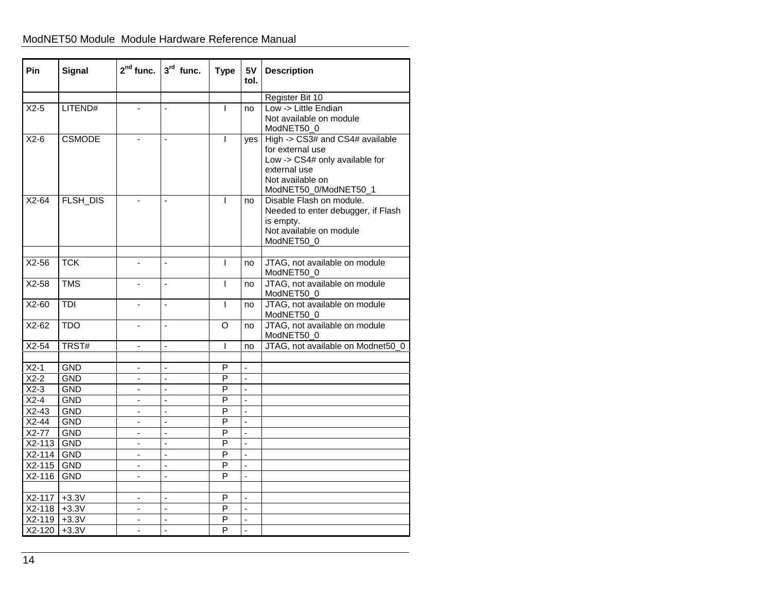| Pin | Signal | 2nd func. | 3rd func. | Type | 5V tol. | Description |
|---|---|---|---|---|---|---|
| | | | | | | Register Bit 10 |
| X2-5 | LITEND# | - | - | I | no | Low -> Little Endian<br>Not available on module ModNET50_0 |
| X2-6 | CSMODE | - | - | I | yes | High -> CS3# and CS4# available for external use<br>Low -> CS4# only available for external use<br>Not available on ModNET50_0/ModNET50_1 |
| X2-64 | FLSH_DIS | - | - | I | no | Disable Flash on module.<br>Needed to enter debugger, if Flash is empty.<br>Not available on module ModNET50_0 |
| | | | | | | |
| X2-56 | TCK | - | - | I | no | JTAG, not available on module ModNET50_0 |
| X2-58 | TMS | - | - | I | no | JTAG, not available on module ModNET50_0 |
| X2-60 | TDI | - | - | I | no | JTAG, not available on module ModNET50_0 |
| X2-62 | TDO | - | - | O | no | JTAG, not available on module ModNET50_0 |
| X2-54 | TRST# | - | - | I | no | JTAG, not available on Modnet50_0 |
| | | | | | | |
| X2-1 | GND | - | - | P | - | |
| X2-2 | GND | - | - | P | - | |
| X2-3 | GND | - | - | P | - | |
| X2-4 | GND | - | - | P | - | |
| X2-43 | GND | - | - | P | - | |
| X2-44 | GND | - | - | P | - | |
| X2-77 | GND | - | - | P | - | |
| X2-113 | GND | - | - | P | - | |
| X2-114 | GND | - | - | P | - | |
| X2-115 | GND | - | - | P | - | |
| X2-116 | GND | - | - | P | - | |
| | | | | | | |
| X2-117 | +3.3V | - | - | P | - | |
| X2-118 | +3.3V | - | - | P | - | |
| X2-119 | +3.3V | - | - | P | - | |
| X2-120 | +3.3V | - | - | P | - | |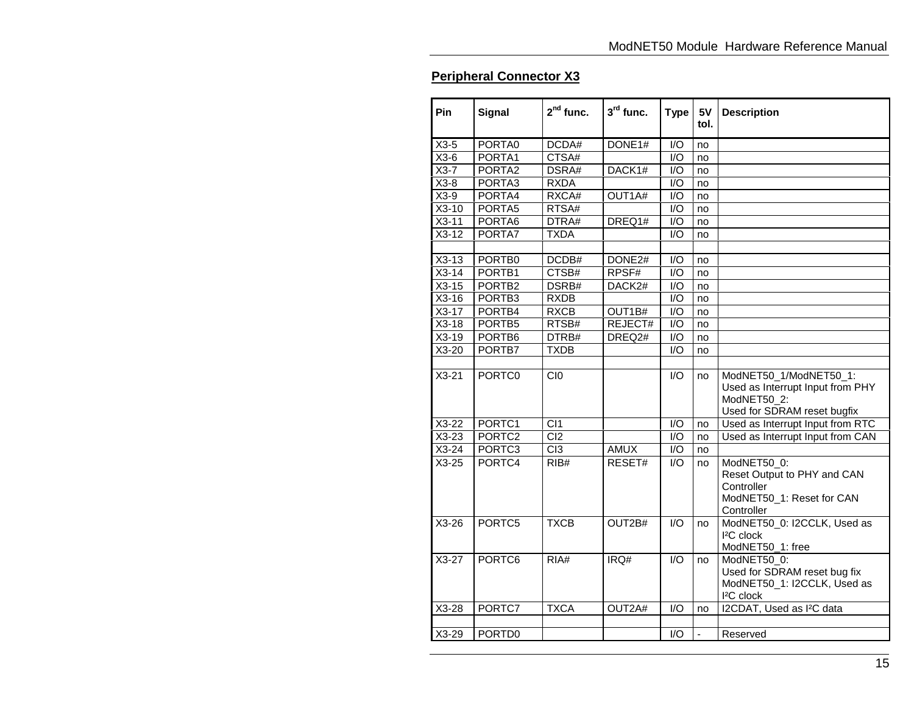## Peripheral Connector X3

| Pin | Signal | 2nd func. | 3rd func. | Type | 5V tol. | Description |
|---|---|---|---|---|---|---|
| X3-5 | PORTA0 | DCDA# | DONE1# | I/O | no | |
| X3-6 | PORTA1 | CTSA# | | I/O | no | |
| X3-7 | PORTA2 | DSRA# | DACK1# | I/O | no | |
| X3-8 | PORTA3 | RXDA | | I/O | no | |
| X3-9 | PORTA4 | RXCA# | OUT1A# | I/O | no | |
| X3-10 | PORTA5 | RTSA# | | I/O | no | |
| X3-11 | PORTA6 | DTRA# | DREQ1# | I/O | no | |
| X3-12 | PORTA7 | TXDA | | I/O | no | |
| | | | | | | |
| X3-13 | PORTB0 | DCDB# | DONE2# | I/O | no | |
| X3-14 | PORTB1 | CTSB# | RPSF# | I/O | no | |
| X3-15 | PORTB2 | DSRB# | DACK2# | I/O | no | |
| X3-16 | PORTB3 | RXDB | | I/O | no | |
| X3-17 | PORTB4 | RXCB | OUT1B# | I/O | no | |
| X3-18 | PORTB5 | RTSB# | REJECT# | I/O | no | |
| X3-19 | PORTB6 | DTRB# | DREQ2# | I/O | no | |
| X3-20 | PORTB7 | TXDB | | I/O | no | |
| | | | | | | |
| X3-21 | PORTC0 | CI0 | | I/O | no | ModNET50_1/ModNET50_1: Used as Interrupt Input from PHY ModNET50_2: Used for SDRAM reset bugfix |
| X3-22 | PORTC1 | CI1 | | I/O | no | Used as Interrupt Input from RTC |
| X3-23 | PORTC2 | CI2 | | I/O | no | Used as Interrupt Input from CAN |
| X3-24 | PORTC3 | CI3 | AMUX | I/O | no | |
| X3-25 | PORTC4 | RIB# | RESET# | I/O | no | ModNET50_0: Reset Output to PHY and CAN Controller ModNET50_1: Reset for CAN Controller |
| X3-26 | PORTC5 | TXCB | OUT2B# | I/O | no | ModNET50_0: I2CCLK, Used as I²C clock ModNET50_1: free |
| X3-27 | PORTC6 | RIA# | IRQ# | I/O | no | ModNET50_0: Used for SDRAM reset bug fix ModNET50_1: I2CCLK, Used as I²C clock |
| X3-28 | PORTC7 | TXCA | OUT2A# | I/O | no | I2CDAT, Used as I²C data |
| | | | | | | |
| X3-29 | PORTD0 | | | I/O | - | Reserved |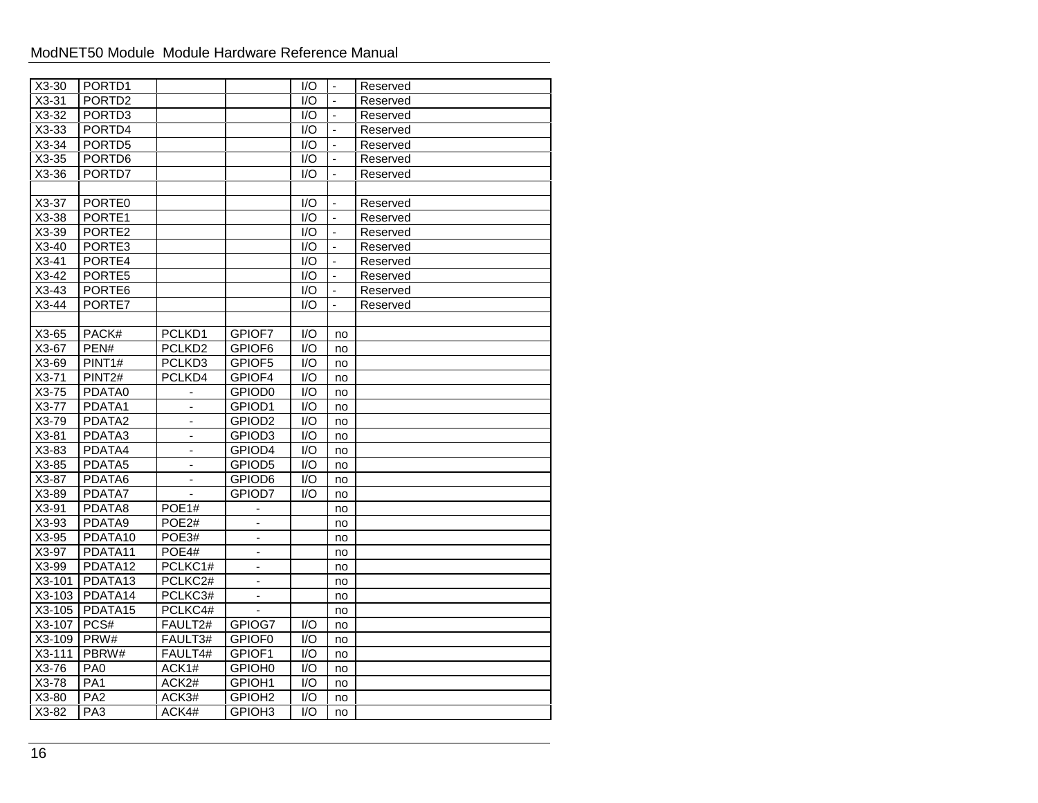| X3-30 | PORTD1 | | | I/O | - | Reserved |
|---|---|---|---|---|---|---|
| X3-31 | PORTD2 | | | I/O | - | Reserved |
| X3-32 | PORTD3 | | | I/O | - | Reserved |
| X3-33 | PORTD4 | | | I/O | - | Reserved |
| X3-34 | PORTD5 | | | I/O | - | Reserved |
| X3-35 | PORTD6 | | | I/O | - | Reserved |
| X3-36 | PORTD7 | | | I/O | - | Reserved |
| | | | | | | |
| X3-37 | PORTE0 | | | I/O | - | Reserved |
| X3-38 | PORTE1 | | | I/O | - | Reserved |
| X3-39 | PORTE2 | | | I/O | - | Reserved |
| X3-40 | PORTE3 | | | I/O | - | Reserved |
| X3-41 | PORTE4 | | | I/O | - | Reserved |
| X3-42 | PORTE5 | | | I/O | - | Reserved |
| X3-43 | PORTE6 | | | I/O | - | Reserved |
| X3-44 | PORTE7 | | | I/O | - | Reserved |
| | | | | | | |
| X3-65 | PACK# | PCLKD1 | GPIOF7 | I/O | no | |
| X3-67 | PEN# | PCLKD2 | GPIOF6 | I/O | no | |
| X3-69 | PINT1# | PCLKD3 | GPIOF5 | I/O | no | |
| X3-71 | PINT2# | PCLKD4 | GPIOF4 | I/O | no | |
| X3-75 | PDATA0 | - | GPIOD0 | I/O | no | |
| X3-77 | PDATA1 | - | GPIOD1 | I/O | no | |
| X3-79 | PDATA2 | - | GPIOD2 | I/O | no | |
| X3-81 | PDATA3 | - | GPIOD3 | I/O | no | |
| X3-83 | PDATA4 | - | GPIOD4 | I/O | no | |
| X3-85 | PDATA5 | - | GPIOD5 | I/O | no | |
| X3-87 | PDATA6 | - | GPIOD6 | I/O | no | |
| X3-89 | PDATA7 | - | GPIOD7 | I/O | no | |
| X3-91 | PDATA8 | POE1# | - | | no | |
| X3-93 | PDATA9 | POE2# | - | | no | |
| X3-95 | PDATA10 | POE3# | - | | no | |
| X3-97 | PDATA11 | POE4# | - | | no | |
| X3-99 | PDATA12 | PCLKC1# | - | | no | |
| X3-101 | PDATA13 | PCLKC2# | - | | no | |
| X3-103 | PDATA14 | PCLKC3# | - | | no | |
| X3-105 | PDATA15 | PCLKC4# | - | | no | |
| X3-107 | PCS# | FAULT2# | GPIOG7 | I/O | no | |
| X3-109 | PRW# | FAULT3# | GPIOF0 | I/O | no | |
| X3-111 | PBRW# | FAULT4# | GPIOF1 | I/O | no | |
| X3-76 | PA0 | ACK1# | GPIOH0 | I/O | no | |
| X3-78 | PA1 | ACK2# | GPIOH1 | I/O | no | |
| X3-80 | PA2 | ACK3# | GPIOH2 | I/O | no | |
| X3-82 | PA3 | ACK4# | GPIOH3 | I/O | no | |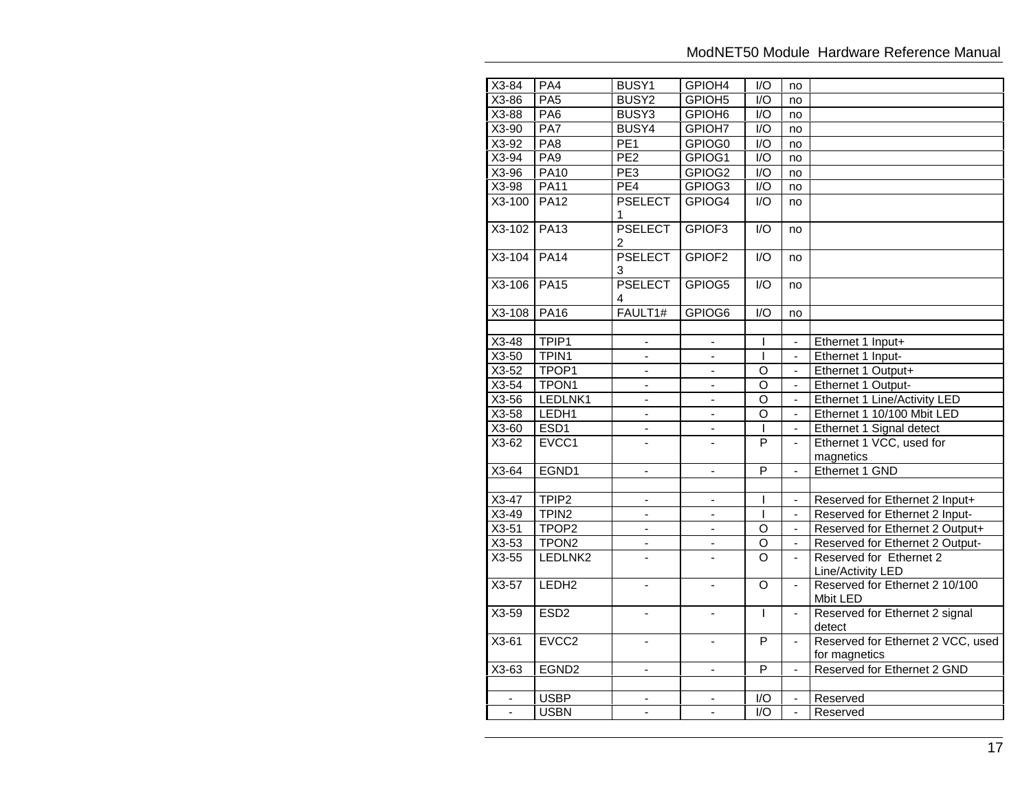| | | | | | | |
|---|---|---|---|---|---|---|
| X3-84 | PA4 | BUSY1 | GPIOH4 | I/O | no | |
| X3-86 | PA5 | BUSY2 | GPIOH5 | I/O | no | |
| X3-88 | PA6 | BUSY3 | GPIOH6 | I/O | no | |
| X3-90 | PA7 | BUSY4 | GPIOH7 | I/O | no | |
| X3-92 | PA8 | PE1 | GPIOG0 | I/O | no | |
| X3-94 | PA9 | PE2 | GPIOG1 | I/O | no | |
| X3-96 | PA10 | PE3 | GPIOG2 | I/O | no | |
| X3-98 | PA11 | PE4 | GPIOG3 | I/O | no | |
| X3-100 | PA12 | PSELECT1 | GPIOG4 | I/O | no | |
| X3-102 | PA13 | PSELECT2 | GPIOF3 | I/O | no | |
| X3-104 | PA14 | PSELECT3 | GPIOF2 | I/O | no | |
| X3-106 | PA15 | PSELECT4 | GPIOG5 | I/O | no | |
| X3-108 | PA16 | FAULT1# | GPIOG6 | I/O | no | |
| | | | | | | |
| X3-48 | TPIP1 | - | - | I | - | Ethernet 1 Input+ |
| X3-50 | TPIN1 | - | - | I | - | Ethernet 1 Input- |
| X3-52 | TPOP1 | - | - | O | - | Ethernet 1 Output+ |
| X3-54 | TPON1 | - | - | O | - | Ethernet 1 Output- |
| X3-56 | LEDLNK1 | - | - | O | - | Ethernet 1 Line/Activity LED |
| X3-58 | LEDH1 | - | - | O | - | Ethernet 1 10/100 Mbit LED |
| X3-60 | ESD1 | - | - | I | - | Ethernet 1 Signal detect |
| X3-62 | EVCC1 | - | - | P | - | Ethernet 1 VCC, used for magnetics |
| X3-64 | EGND1 | - | - | P | - | Ethernet 1 GND |
| | | | | | | |
| X3-47 | TPIP2 | - | - | I | - | Reserved for Ethernet 2 Input+ |
| X3-49 | TPIN2 | - | - | I | - | Reserved for Ethernet 2 Input- |
| X3-51 | TPOP2 | - | - | O | - | Reserved for Ethernet 2 Output+ |
| X3-53 | TPON2 | - | - | O | - | Reserved for Ethernet 2 Output- |
| X3-55 | LEDLNK2 | - | - | O | - | Reserved for Ethernet 2 Line/Activity LED |
| X3-57 | LEDH2 | - | - | O | - | Reserved for Ethernet 2 10/100 Mbit LED |
| X3-59 | ESD2 | - | - | I | - | Reserved for Ethernet 2 signal detect |
| X3-61 | EVCC2 | - | - | P | - | Reserved for Ethernet 2 VCC, used for magnetics |
| X3-63 | EGND2 | - | - | P | - | Reserved for Ethernet 2 GND |
| | | | | | | |
| - | USBP | - | - | I/O | - | Reserved |
| - | USBN | - | - | I/O | - | Reserved |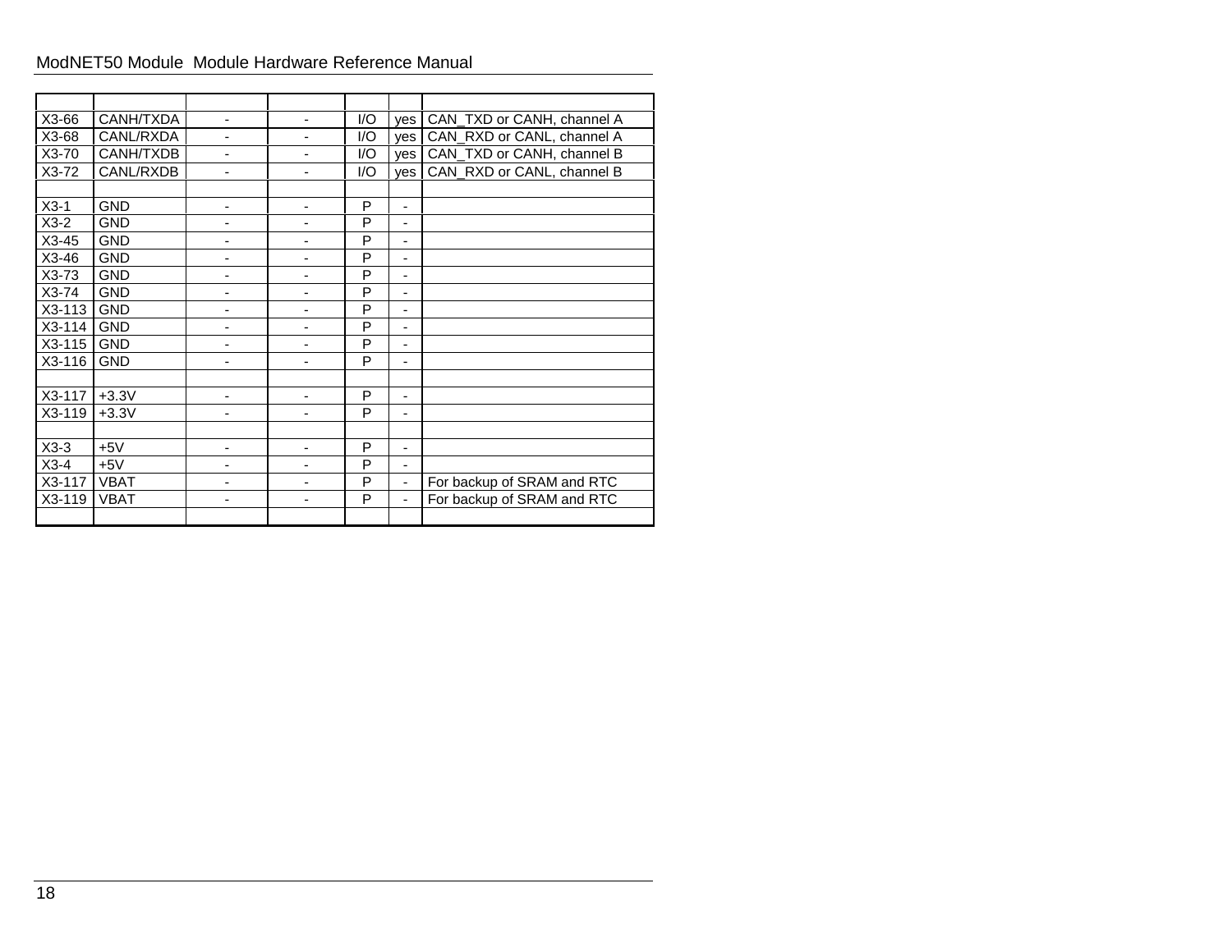| | | | | | | |
|---|---|---|---|---|---|---|
| X3-66 | CANH/TXDA | - | - | I/O | yes | CAN_TXD or CANH, channel A |
| X3-68 | CANL/RXDA | - | - | I/O | yes | CAN_RXD or CANL, channel A |
| X3-70 | CANH/TXDB | - | - | I/O | yes | CAN_TXD or CANH, channel B |
| X3-72 | CANL/RXDB | - | - | I/O | yes | CAN_RXD or CANL, channel B |
| | | | | | | |
| X3-1 | GND | - | - | P | - | |
| X3-2 | GND | - | - | P | - | |
| X3-45 | GND | - | - | P | - | |
| X3-46 | GND | - | - | P | - | |
| X3-73 | GND | - | - | P | - | |
| X3-74 | GND | - | - | P | - | |
| X3-113 | GND | - | - | P | - | |
| X3-114 | GND | - | - | P | - | |
| X3-115 | GND | - | - | P | - | |
| X3-116 | GND | - | - | P | - | |
| | | | | | | |
| X3-117 | +3.3V | - | - | P | - | |
| X3-119 | +3.3V | - | - | P | - | |
| | | | | | | |
| X3-3 | +5V | - | - | P | - | |
| X3-4 | +5V | - | - | P | - | |
| X3-117 | VBAT | - | - | P | - | For backup of SRAM and RTC |
| X3-119 | VBAT | - | - | P | - | For backup of SRAM and RTC |
| | | | | | | |